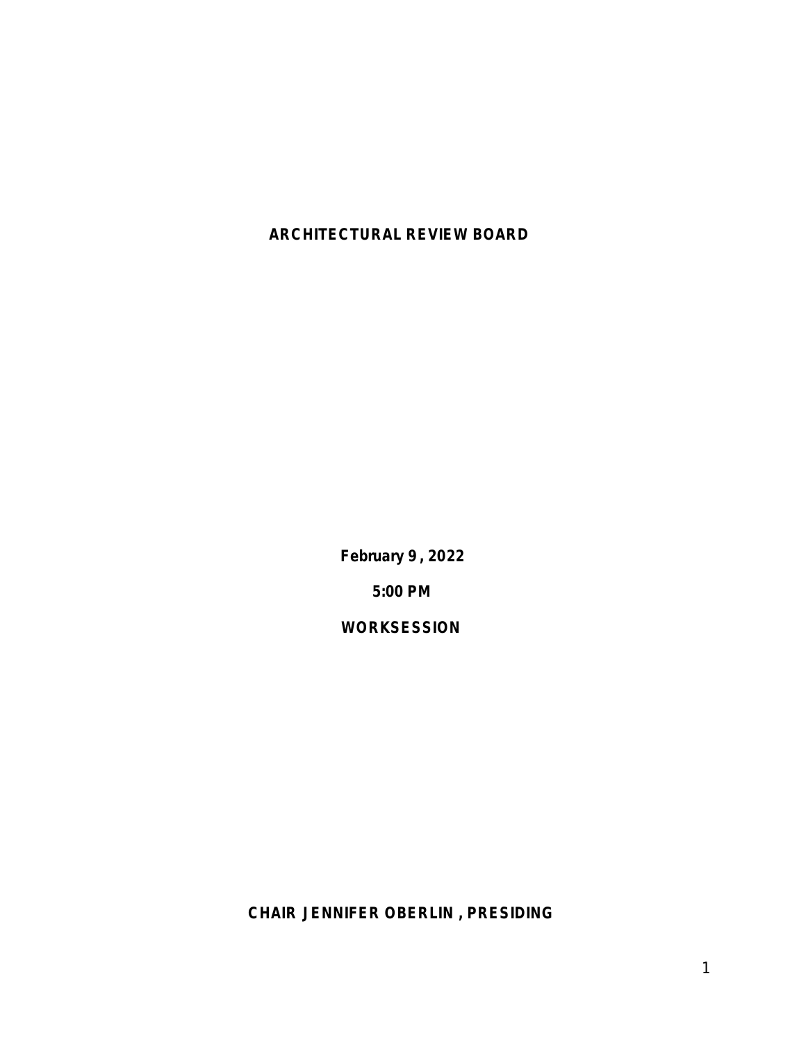# ARCHITECTURAL REVIEW BOARD

**February 9 , 2022**

**5:00 PM**

**WORKSESSION**

**CHAIR JENNIFER OBERLIN , PRESIDING**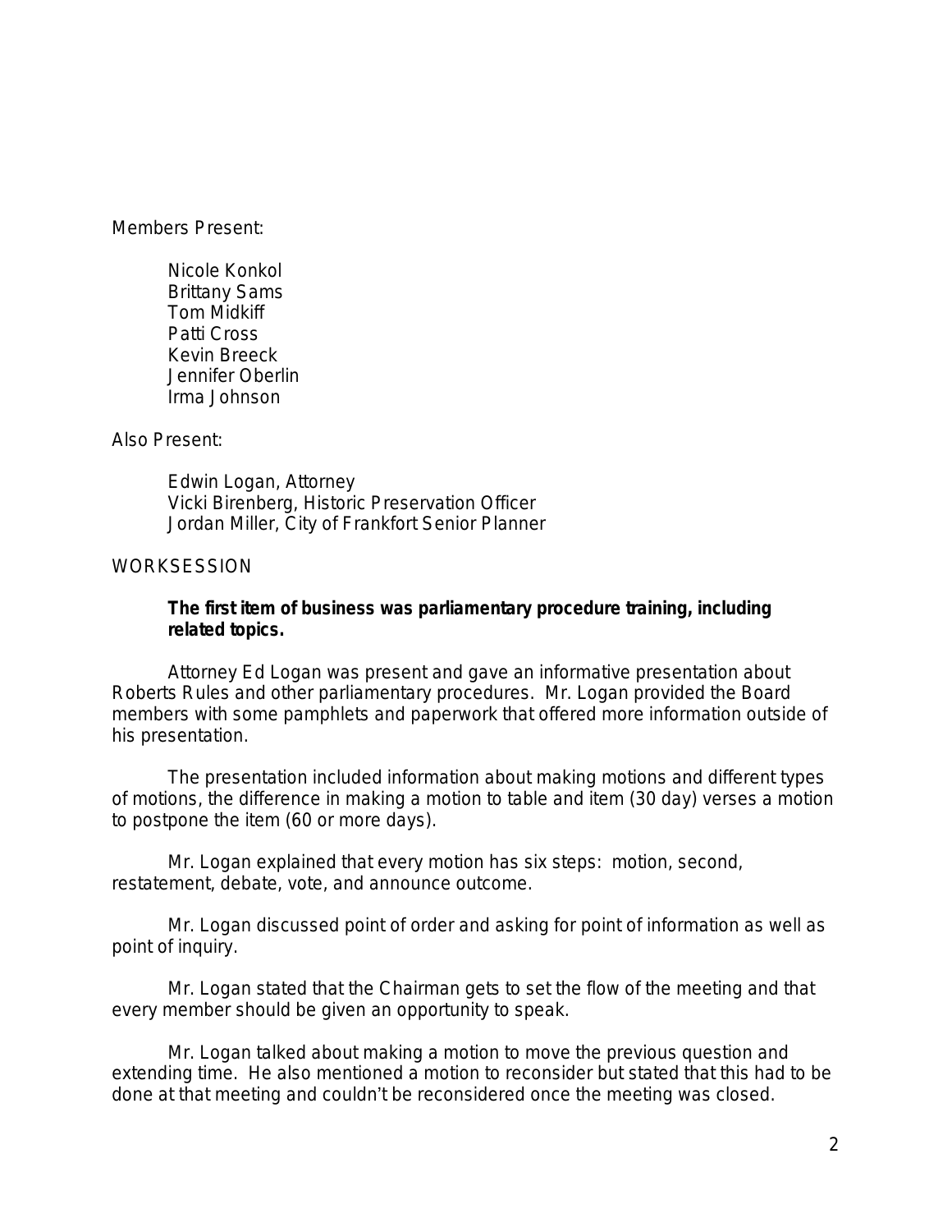Members Present:

Nicole Konkol
Brittany Sams
Tom Midkiff
Patti Cross
Kevin Breeck
Jennifer Oberlin
Irma Johnson

Also Present:

Edwin Logan, Attorney
Vicki Birenberg, Historic Preservation Officer
Jordan Miller, City of Frankfort Senior Planner

WORKSESSION

**The first item of business was parliamentary procedure training, including related topics.**

Attorney Ed Logan was present and gave an informative presentation about Roberts Rules and other parliamentary procedures. Mr. Logan provided the Board members with some pamphlets and paperwork that offered more information outside of his presentation.

The presentation included information about making motions and different types of motions, the difference in making a motion to table and item (30 day) verses a motion to postpone the item (60 or more days).

Mr. Logan explained that every motion has six steps: motion, second, restatement, debate, vote, and announce outcome.

Mr. Logan discussed point of order and asking for point of information as well as point of inquiry.

Mr. Logan stated that the Chairman gets to set the flow of the meeting and that every member should be given an opportunity to speak.

Mr. Logan talked about making a motion to move the previous question and extending time. He also mentioned a motion to reconsider but stated that this had to be done at that meeting and couldn't be reconsidered once the meeting was closed.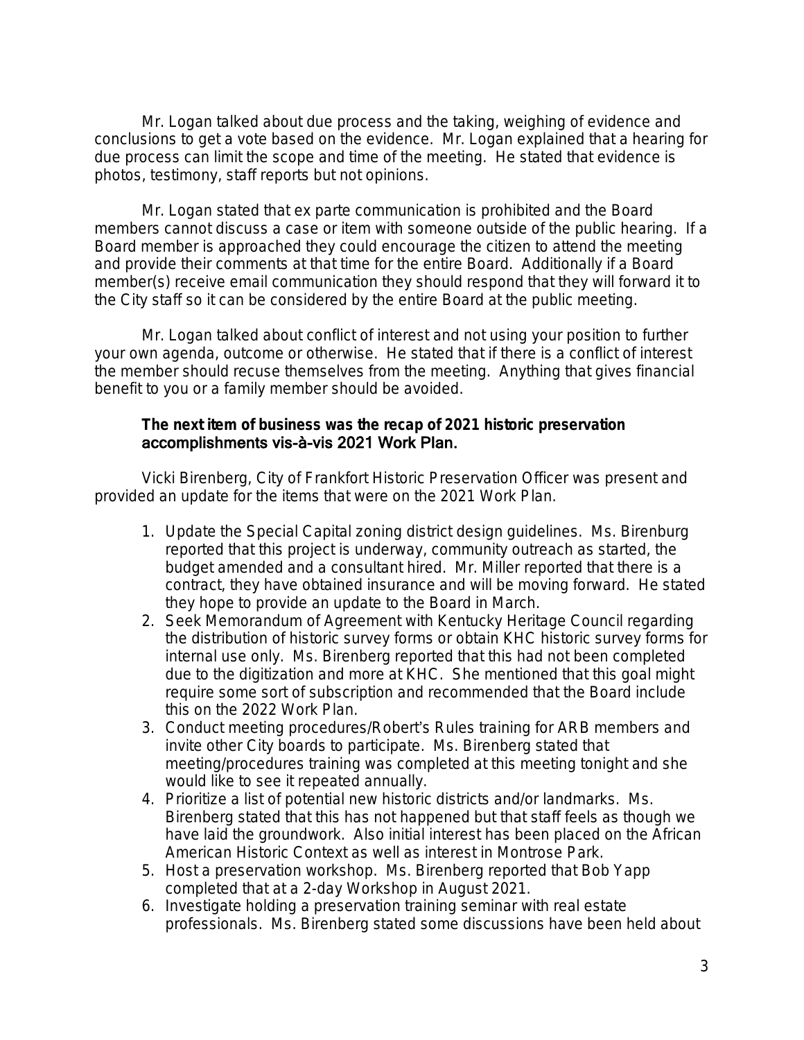Mr. Logan talked about due process and the taking, weighing of evidence and conclusions to get a vote based on the evidence. Mr. Logan explained that a hearing for due process can limit the scope and time of the meeting. He stated that evidence is photos, testimony, staff reports but not opinions.

Mr. Logan stated that ex parte communication is prohibited and the Board members cannot discuss a case or item with someone outside of the public hearing. If a Board member is approached they could encourage the citizen to attend the meeting and provide their comments at that time for the entire Board. Additionally if a Board member(s) receive email communication they should respond that they will forward it to the City staff so it can be considered by the entire Board at the public meeting.

Mr. Logan talked about conflict of interest and not using your position to further your own agenda, outcome or otherwise. He stated that if there is a conflict of interest the member should recuse themselves from the meeting. Anything that gives financial benefit to you or a family member should be avoided.

**The next item of business was the recap of 2021 historic preservation accomplishments vis-à-vis 2021 Work Plan.**

Vicki Birenberg, City of Frankfort Historic Preservation Officer was present and provided an update for the items that were on the 2021 Work Plan.

1. Update the Special Capital zoning district design guidelines. Ms. Birenburg reported that this project is underway, community outreach as started, the budget amended and a consultant hired. Mr. Miller reported that there is a contract, they have obtained insurance and will be moving forward. He stated they hope to provide an update to the Board in March.
2. Seek Memorandum of Agreement with Kentucky Heritage Council regarding the distribution of historic survey forms or obtain KHC historic survey forms for internal use only. Ms. Birenberg reported that this had not been completed due to the digitization and more at KHC. She mentioned that this goal might require some sort of subscription and recommended that the Board include this on the 2022 Work Plan.
3. Conduct meeting procedures/Robert's Rules training for ARB members and invite other City boards to participate. Ms. Birenberg stated that meeting/procedures training was completed at this meeting tonight and she would like to see it repeated annually.
4. Prioritize a list of potential new historic districts and/or landmarks. Ms. Birenberg stated that this has not happened but that staff feels as though we have laid the groundwork. Also initial interest has been placed on the African American Historic Context as well as interest in Montrose Park.
5. Host a preservation workshop. Ms. Birenberg reported that Bob Yapp completed that at a 2-day Workshop in August 2021.
6. Investigate holding a preservation training seminar with real estate professionals. Ms. Birenberg stated some discussions have been held about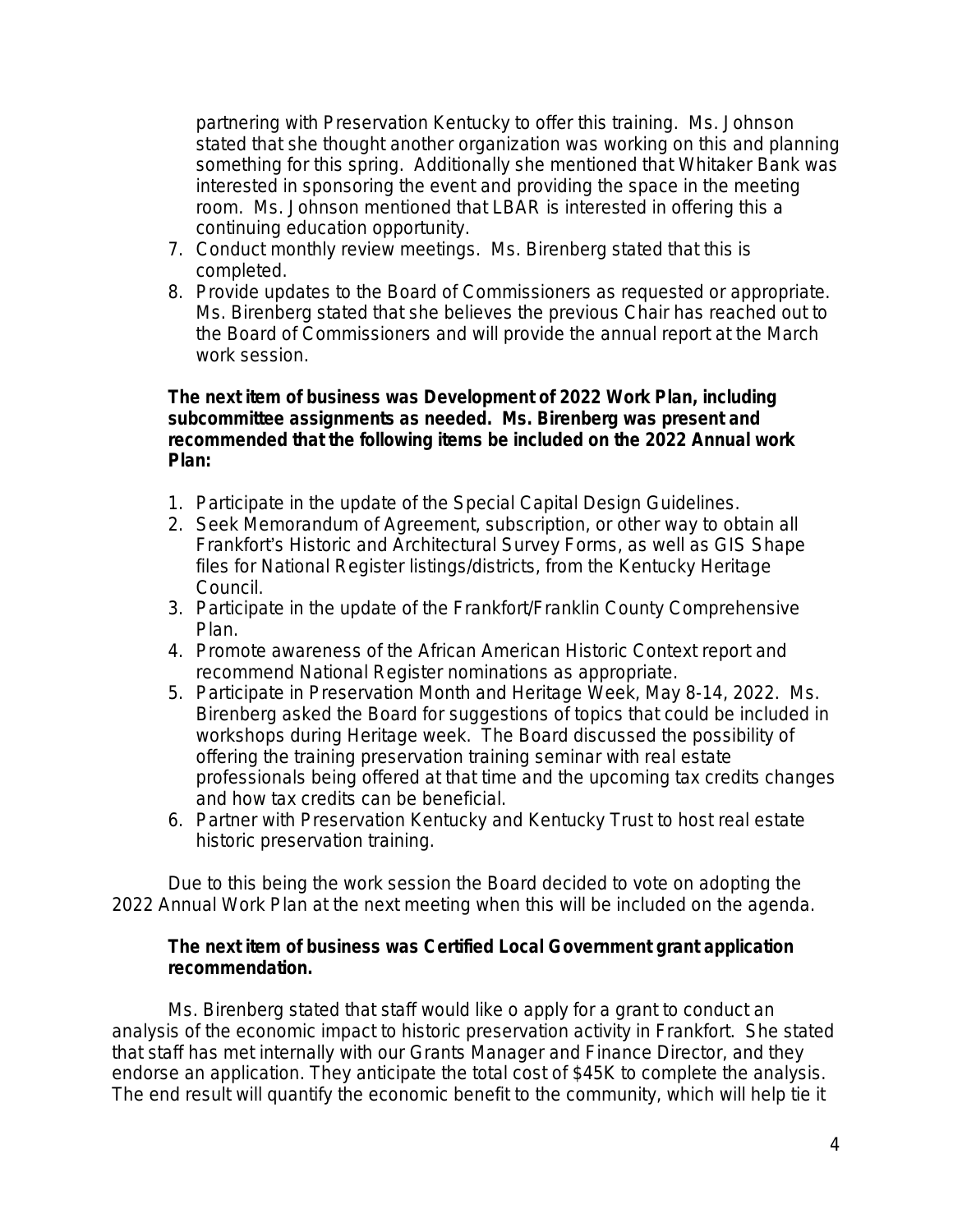partnering with Preservation Kentucky to offer this training. Ms. Johnson stated that she thought another organization was working on this and planning something for this spring. Additionally she mentioned that Whitaker Bank was interested in sponsoring the event and providing the space in the meeting room. Ms. Johnson mentioned that LBAR is interested in offering this a continuing education opportunity.

7. Conduct monthly review meetings. Ms. Birenberg stated that this is completed.
8. Provide updates to the Board of Commissioners as requested or appropriate. Ms. Birenberg stated that she believes the previous Chair has reached out to the Board of Commissioners and will provide the annual report at the March work session.

**The next item of business was Development of 2022 Work Plan, including subcommittee assignments as needed. Ms. Birenberg was present and recommended that the following items be included on the 2022 Annual work Plan:**

1. Participate in the update of the Special Capital Design Guidelines.
2. Seek Memorandum of Agreement, subscription, or other way to obtain all Frankfort's Historic and Architectural Survey Forms, as well as GIS Shape files for National Register listings/districts, from the Kentucky Heritage Council.
3. Participate in the update of the Frankfort/Franklin County Comprehensive Plan.
4. Promote awareness of the African American Historic Context report and recommend National Register nominations as appropriate.
5. Participate in Preservation Month and Heritage Week, May 8-14, 2022. Ms. Birenberg asked the Board for suggestions of topics that could be included in workshops during Heritage week. The Board discussed the possibility of offering the training preservation training seminar with real estate professionals being offered at that time and the upcoming tax credits changes and how tax credits can be beneficial.
6. Partner with Preservation Kentucky and Kentucky Trust to host real estate historic preservation training.

Due to this being the work session the Board decided to vote on adopting the 2022 Annual Work Plan at the next meeting when this will be included on the agenda.

**The next item of business was Certified Local Government grant application recommendation.**

Ms. Birenberg stated that staff would like o apply for a grant to conduct an analysis of the economic impact to historic preservation activity in Frankfort. She stated that staff has met internally with our Grants Manager and Finance Director, and they endorse an application. They anticipate the total cost of $45K to complete the analysis. The end result will quantify the economic benefit to the community, which will help tie it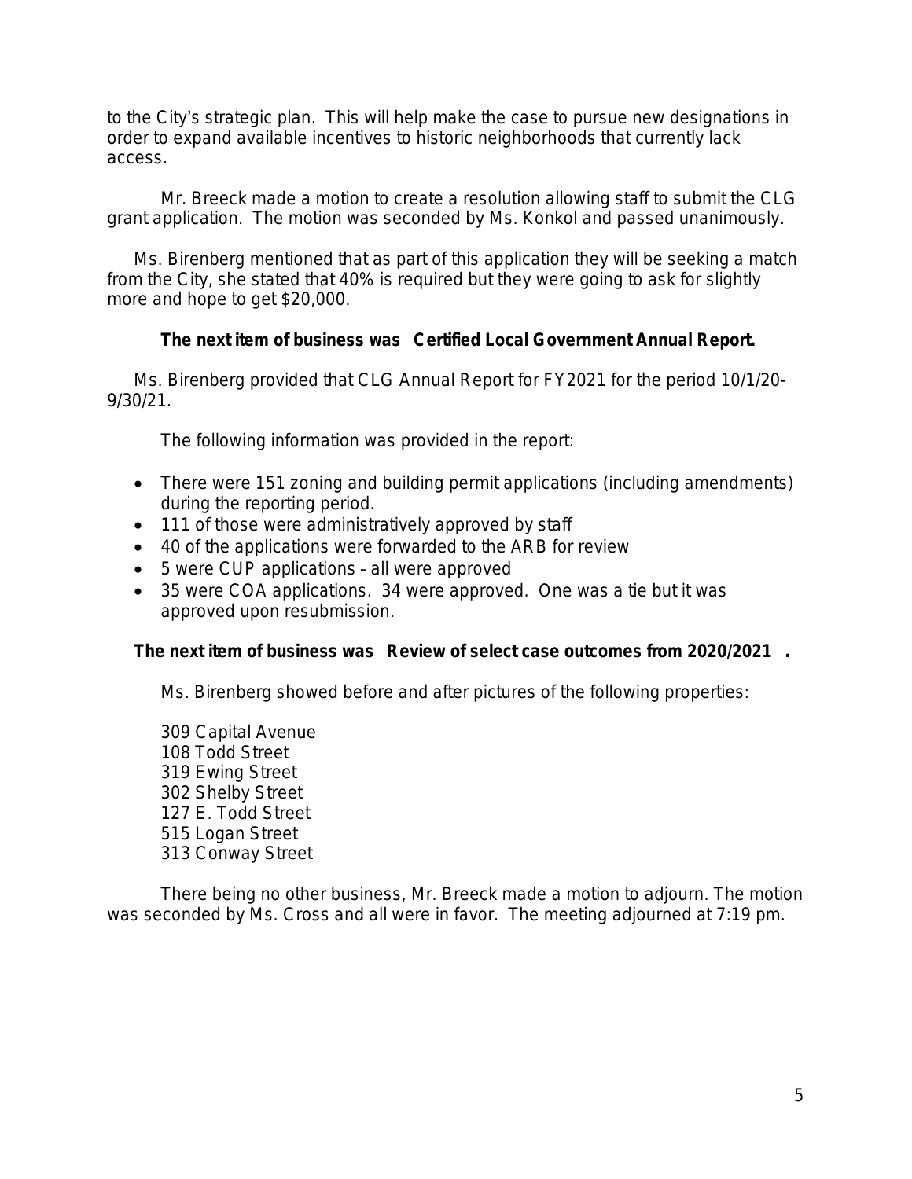to the City's strategic plan. This will help make the case to pursue new designations in order to expand available incentives to historic neighborhoods that currently lack access.

Mr. Breeck made a motion to create a resolution allowing staff to submit the CLG grant application. The motion was seconded by Ms. Konkol and passed unanimously.

Ms. Birenberg mentioned that as part of this application they will be seeking a match from the City, she stated that 40% is required but they were going to ask for slightly more and hope to get $20,000.

**The next item of business was Certified Local Government Annual Report.**

Ms. Birenberg provided that CLG Annual Report for FY2021 for the period 10/1/20-9/30/21.

The following information was provided in the report:

- There were 151 zoning and building permit applications (including amendments) during the reporting period.
- 111 of those were administratively approved by staff
- 40 of the applications were forwarded to the ARB for review
- 5 were CUP applications – all were approved
- 35 were COA applications. 34 were approved. One was a tie but it was approved upon resubmission.

**The next item of business was Review of select case outcomes from 2020/2021.**

Ms. Birenberg showed before and after pictures of the following properties:

309 Capital Avenue  
108 Todd Street  
319 Ewing Street  
302 Shelby Street  
127 E. Todd Street  
515 Logan Street  
313 Conway Street

There being no other business, Mr. Breeck made a motion to adjourn. The motion was seconded by Ms. Cross and all were in favor. The meeting adjourned at 7:19 pm.